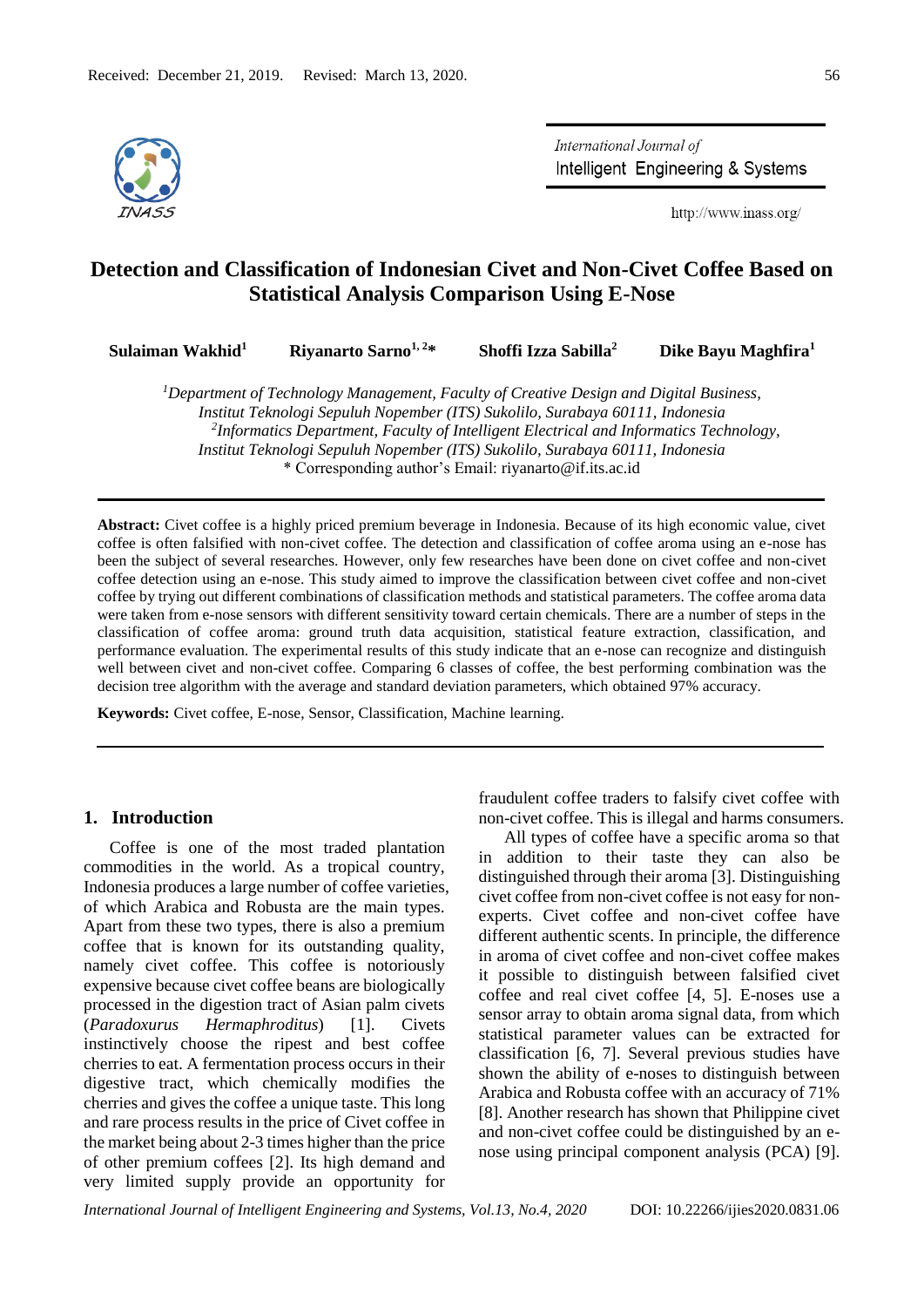Received: December 21, 2019. Revised: March 13, 2020.

# Detection and Classification of Indonesian Civet and Non-Civet Coffee Based on Statistical Analysis Comparison Using E-Nose

**Sulaiman Wakhid[1] Riyanarto Sarno[1, 2]* Shoffi Izza Sabilla[2] Dike Bayu Maghfira[1]**

[1]*Department of Technology Management, Faculty of Creative Design and Digital Business, Institut Teknologi Sepuluh Nopember (ITS) Sukolilo, Surabaya 60111, Indonesia*
[2]*Informatics Department, Faculty of Intelligent Electrical and Informatics Technology, Institut Teknologi Sepuluh Nopember (ITS) Sukolilo, Surabaya 60111, Indonesia*
\* Corresponding author's Email: riyanarto@if.its.ac.id

**Abstract:** Civet coffee is a highly priced premium beverage in Indonesia. Because of its high economic value, civet coffee is often falsified with non-civet coffee. The detection and classification of coffee aroma using an e-nose has been the subject of several researches. However, only few researches have been done on civet coffee and non-civet coffee detection using an e-nose. This study aimed to improve the classification between civet coffee and non-civet coffee by trying out different combinations of classification methods and statistical parameters. The coffee aroma data were taken from e-nose sensors with different sensitivity toward certain chemicals. There are a number of steps in the classification of coffee aroma: ground truth data acquisition, statistical feature extraction, classification, and performance evaluation. The experimental results of this study indicate that an e-nose can recognize and distinguish well between civet and non-civet coffee. Comparing 6 classes of coffee, the best performing combination was the decision tree algorithm with the average and standard deviation parameters, which obtained 97% accuracy.

**Keywords:** Civet coffee, E-nose, Sensor, Classification, Machine learning.

## 1. Introduction

Coffee is one of the most traded plantation commodities in the world. As a tropical country, Indonesia produces a large number of coffee varieties, of which Arabica and Robusta are the main types. Apart from these two types, there is also a premium coffee that is known for its outstanding quality, namely civet coffee. This coffee is notoriously expensive because civet coffee beans are biologically processed in the digestion tract of Asian palm civets (*Paradoxurus Hermaphroditus*) [1]. Civets instinctively choose the ripest and best coffee cherries to eat. A fermentation process occurs in their digestive tract, which chemically modifies the cherries and gives the coffee a unique taste. This long and rare process results in the price of Civet coffee in the market being about 2-3 times higher than the price of other premium coffees [2]. Its high demand and very limited supply provide an opportunity for fraudulent coffee traders to falsify civet coffee with non-civet coffee. This is illegal and harms consumers.

All types of coffee have a specific aroma so that in addition to their taste they can also be distinguished through their aroma [3]. Distinguishing civet coffee from non-civet coffee is not easy for non-experts. Civet coffee and non-civet coffee have different authentic scents. In principle, the difference in aroma of civet coffee and non-civet coffee makes it possible to distinguish between falsified civet coffee and real civet coffee [4, 5]. E-noses use a sensor array to obtain aroma signal data, from which statistical parameter values can be extracted for classification [6, 7]. Several previous studies have shown the ability of e-noses to distinguish between Arabica and Robusta coffee with an accuracy of 71% [8]. Another research has shown that Philippine civet and non-civet coffee could be distinguished by an e-nose using principal component analysis (PCA) [9].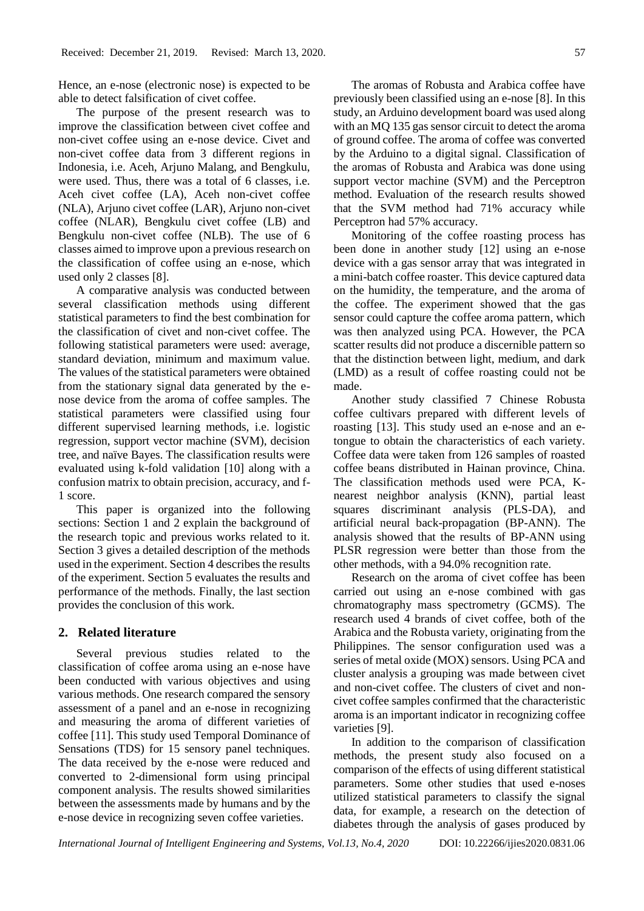Hence, an e-nose (electronic nose) is expected to be able to detect falsification of civet coffee.

The purpose of the present research was to improve the classification between civet coffee and non-civet coffee using an e-nose device. Civet and non-civet coffee data from 3 different regions in Indonesia, i.e. Aceh, Arjuno Malang, and Bengkulu, were used. Thus, there was a total of 6 classes, i.e. Aceh civet coffee (LA), Aceh non-civet coffee (NLA), Arjuno civet coffee (LAR), Arjuno non-civet coffee (NLAR), Bengkulu civet coffee (LB) and Bengkulu non-civet coffee (NLB). The use of 6 classes aimed to improve upon a previous research on the classification of coffee using an e-nose, which used only 2 classes [8].

A comparative analysis was conducted between several classification methods using different statistical parameters to find the best combination for the classification of civet and non-civet coffee. The following statistical parameters were used: average, standard deviation, minimum and maximum value. The values of the statistical parameters were obtained from the stationary signal data generated by the e-nose device from the aroma of coffee samples. The statistical parameters were classified using four different supervised learning methods, i.e. logistic regression, support vector machine (SVM), decision tree, and naïve Bayes. The classification results were evaluated using k-fold validation [10] along with a confusion matrix to obtain precision, accuracy, and f-1 score.

This paper is organized into the following sections: Section 1 and 2 explain the background of the research topic and previous works related to it. Section 3 gives a detailed description of the methods used in the experiment. Section 4 describes the results of the experiment. Section 5 evaluates the results and performance of the methods. Finally, the last section provides the conclusion of this work.

## 2. Related literature

Several previous studies related to the classification of coffee aroma using an e-nose have been conducted with various objectives and using various methods. One research compared the sensory assessment of a panel and an e-nose in recognizing and measuring the aroma of different varieties of coffee [11]. This study used Temporal Dominance of Sensations (TDS) for 15 sensory panel techniques. The data received by the e-nose were reduced and converted to 2-dimensional form using principal component analysis. The results showed similarities between the assessments made by humans and by the e-nose device in recognizing seven coffee varieties.

The aromas of Robusta and Arabica coffee have previously been classified using an e-nose [8]. In this study, an Arduino development board was used along with an MQ 135 gas sensor circuit to detect the aroma of ground coffee. The aroma of coffee was converted by the Arduino to a digital signal. Classification of the aromas of Robusta and Arabica was done using support vector machine (SVM) and the Perceptron method. Evaluation of the research results showed that the SVM method had 71% accuracy while Perceptron had 57% accuracy.

Monitoring of the coffee roasting process has been done in another study [12] using an e-nose device with a gas sensor array that was integrated in a mini-batch coffee roaster. This device captured data on the humidity, the temperature, and the aroma of the coffee. The experiment showed that the gas sensor could capture the coffee aroma pattern, which was then analyzed using PCA. However, the PCA scatter results did not produce a discernible pattern so that the distinction between light, medium, and dark (LMD) as a result of coffee roasting could not be made.

Another study classified 7 Chinese Robusta coffee cultivars prepared with different levels of roasting [13]. This study used an e-nose and an e-tongue to obtain the characteristics of each variety. Coffee data were taken from 126 samples of roasted coffee beans distributed in Hainan province, China. The classification methods used were PCA, K-nearest neighbor analysis (KNN), partial least squares discriminant analysis (PLS-DA), and artificial neural back-propagation (BP-ANN). The analysis showed that the results of BP-ANN using PLSR regression were better than those from the other methods, with a 94.0% recognition rate.

Research on the aroma of civet coffee has been carried out using an e-nose combined with gas chromatography mass spectrometry (GCMS). The research used 4 brands of civet coffee, both of the Arabica and the Robusta variety, originating from the Philippines. The sensor configuration used was a series of metal oxide (MOX) sensors. Using PCA and cluster analysis a grouping was made between civet and non-civet coffee. The clusters of civet and non-civet coffee samples confirmed that the characteristic aroma is an important indicator in recognizing coffee varieties [9].

In addition to the comparison of classification methods, the present study also focused on a comparison of the effects of using different statistical parameters. Some other studies that used e-noses utilized statistical parameters to classify the signal data, for example, a research on the detection of diabetes through the analysis of gases produced by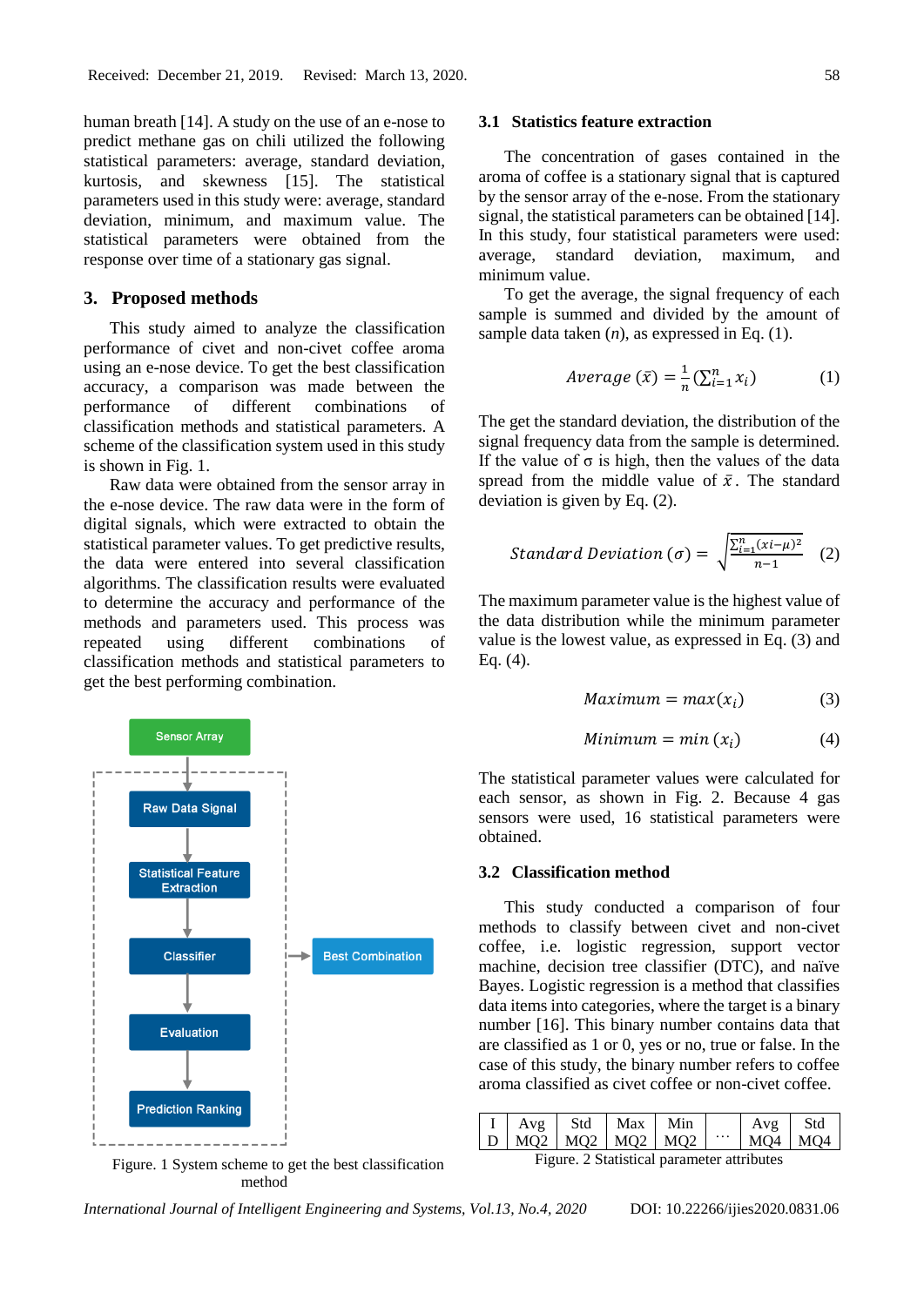human breath [14]. A study on the use of an e-nose to predict methane gas on chili utilized the following statistical parameters: average, standard deviation, kurtosis, and skewness [15]. The statistical parameters used in this study were: average, standard deviation, minimum, and maximum value. The statistical parameters were obtained from the response over time of a stationary gas signal.

## 3. Proposed methods

This study aimed to analyze the classification performance of civet and non-civet coffee aroma using an e-nose device. To get the best classification accuracy, a comparison was made between the performance of different combinations of classification methods and statistical parameters. A scheme of the classification system used in this study is shown in Fig. 1.

Raw data were obtained from the sensor array in the e-nose device. The raw data were in the form of digital signals, which were extracted to obtain the statistical parameter values. To get predictive results, the data were entered into several classification algorithms. The classification results were evaluated to determine the accuracy and performance of the methods and parameters used. This process was repeated using different combinations of classification methods and statistical parameters to get the best performing combination.

Sensor Array

Raw Data Signal

Statistical Feature Extraction

Classifier

Best Combination

Evaluation

Prediction Ranking

Figure. 1 System scheme to get the best classification method

### 3.1 Statistics feature extraction

The concentration of gases contained in the aroma of coffee is a stationary signal that is captured by the sensor array of the e-nose. From the stationary signal, the statistical parameters can be obtained [14]. In this study, four statistical parameters were used: average, standard deviation, maximum, and minimum value.

To get the average, the signal frequency of each sample is summed and divided by the amount of sample data taken ($n$), as expressed in Eq. (1).

$$Average\ (\bar{x}) = \frac{1}{n}\left(\sum_{i=1}^{n} x_i\right) \tag{1}$$

The get the standard deviation, the distribution of the signal frequency data from the sample is determined. If the value of $\sigma$ is high, then the values of the data spread from the middle value of $\bar{x}$. The standard deviation is given by Eq. (2).

$$Standard\ Deviation\ (\sigma) = \sqrt{\frac{\sum_{i=1}^{n}(xi-\mu)^2}{n-1}} \tag{2}$$

The maximum parameter value is the highest value of the data distribution while the minimum parameter value is the lowest value, as expressed in Eq. (3) and Eq. (4).

$$Maximum = max(x_i) \tag{3}$$

$$Minimum = min\ (x_i) \tag{4}$$

The statistical parameter values were calculated for each sensor, as shown in Fig. 2. Because 4 gas sensors were used, 16 statistical parameters were obtained.

### 3.2 Classification method

This study conducted a comparison of four methods to classify between civet and non-civet coffee, i.e. logistic regression, support vector machine, decision tree classifier (DTC), and naïve Bayes. Logistic regression is a method that classifies data items into categories, where the target is a binary number [16]. This binary number contains data that are classified as 1 or 0, yes or no, true or false. In the case of this study, the binary number refers to coffee aroma classified as civet coffee or non-civet coffee.

| ID | Avg MQ2 | Std MQ2 | Max MQ2 | Min MQ2 | … | Avg MQ4 | Std MQ4 |
|---|---|---|---|---|---|---|---|

Figure. 2 Statistical parameter attributes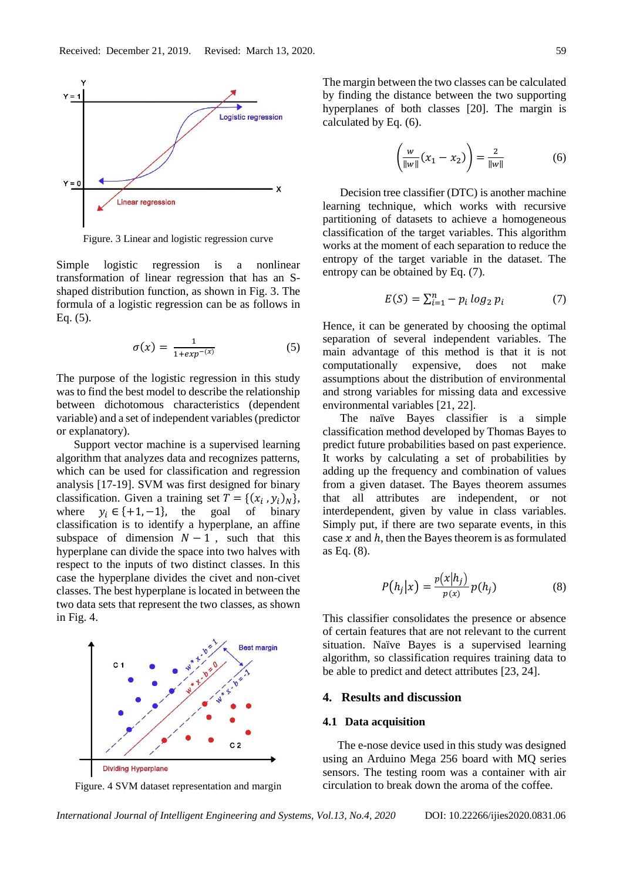Y

Y = 1

Y = 0

X

Logistic regression

Linear regression

Figure. 3 Linear and logistic regression curve

Simple logistic regression is a nonlinear transformation of linear regression that has an S-shaped distribution function, as shown in Fig. 3. The formula of a logistic regression can be as follows in Eq. (5).

$$\sigma(x) = \frac{1}{1+exp^{-(x)}} \tag{5}$$

The purpose of the logistic regression in this study was to find the best model to describe the relationship between dichotomous characteristics (dependent variable) and a set of independent variables (predictor or explanatory).

Support vector machine is a supervised learning algorithm that analyzes data and recognizes patterns, which can be used for classification and regression analysis [17-19]. SVM was first designed for binary classification. Given a training set $T = \{(x_i, y_i)_N\}$, where $y_i \in \{+1, -1\}$, the goal of binary classification is to identify a hyperplane, an affine subspace of dimension $N-1$, such that this hyperplane can divide the space into two halves with respect to the inputs of two distinct classes. In this case the hyperplane divides the civet and non-civet classes. The best hyperplane is located in between the two data sets that represent the two classes, as shown in Fig. 4.

C 1

C 2

w * x - b = 1

w * x - b = 0

w * x - b = -1

Best margin

Dividing Hyperplane

Figure. 4 SVM dataset representation and margin

The margin between the two classes can be calculated by finding the distance between the two supporting hyperplanes of both classes [20]. The margin is calculated by Eq. (6).

$$\left(\frac{w}{\|w\|}(x_1 - x_2)\right) = \frac{2}{\|w\|} \tag{6}$$

Decision tree classifier (DTC) is another machine learning technique, which works with recursive partitioning of datasets to achieve a homogeneous classification of the target variables. This algorithm works at the moment of each separation to reduce the entropy of the target variable in the dataset. The entropy can be obtained by Eq. (7).

$$E(S) = \sum_{i=1}^{n} - p_i \log_2 p_i \tag{7}$$

Hence, it can be generated by choosing the optimal separation of several independent variables. The main advantage of this method is that it is not computationally expensive, does not make assumptions about the distribution of environmental and strong variables for missing data and excessive environmental variables [21, 22].

The naïve Bayes classifier is a simple classification method developed by Thomas Bayes to predict future probabilities based on past experience. It works by calculating a set of probabilities by adding up the frequency and combination of values from a given dataset. The Bayes theorem assumes that all attributes are independent, or not interdependent, given by value in class variables. Simply put, if there are two separate events, in this case $x$ and $h$, then the Bayes theorem is as formulated as Eq. (8).

$$P(h_j|x) = \frac{p(x|h_j)}{p(x)} p(h_j) \tag{8}$$

This classifier consolidates the presence or absence of certain features that are not relevant to the current situation. Naïve Bayes is a supervised learning algorithm, so classification requires training data to be able to predict and detect attributes [23, 24].

## 4. Results and discussion

### 4.1 Data acquisition

The e-nose device used in this study was designed using an Arduino Mega 256 board with MQ series sensors. The testing room was a container with air circulation to break down the aroma of the coffee.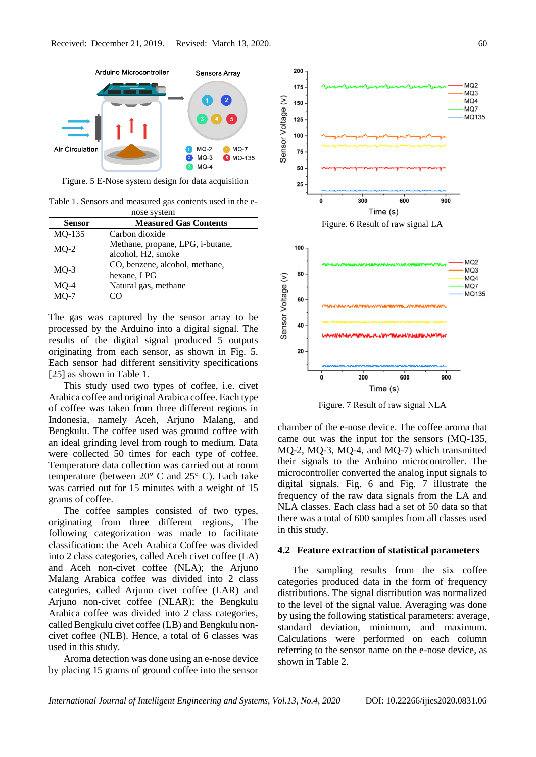Arduino Microcontroller

Sensors Array

Air Circulation

MQ-2
MQ-3
MQ-4
MQ-7
MQ-135

Figure. 5 E-Nose system design for data acquisition

Table 1. Sensors and measured gas contents used in the e-nose system

| Sensor | Measured Gas Contents |
|---|---|
| MQ-135 | Carbon dioxide |
| MQ-2 | Methane, propane, LPG, i-butane, alcohol, H2, smoke |
| MQ-3 | CO, benzene, alcohol, methane, hexane, LPG |
| MQ-4 | Natural gas, methane |
| MQ-7 | CO |

The gas was captured by the sensor array to be processed by the Arduino into a digital signal. The results of the digital signal produced 5 outputs originating from each sensor, as shown in Fig. 5. Each sensor had different sensitivity specifications [25] as shown in Table 1.

This study used two types of coffee, i.e. civet Arabica coffee and original Arabica coffee. Each type of coffee was taken from three different regions in Indonesia, namely Aceh, Arjuno Malang, and Bengkulu. The coffee used was ground coffee with an ideal grinding level from rough to medium. Data were collected 50 times for each type of coffee. Temperature data collection was carried out at room temperature (between 20° C and 25° C). Each take was carried out for 15 minutes with a weight of 15 grams of coffee.

The coffee samples consisted of two types, originating from three different regions, The following categorization was made to facilitate classification: the Aceh Arabica Coffee was divided into 2 class categories, called Aceh civet coffee (LA) and Aceh non-civet coffee (NLA); the Arjuno Malang Arabica coffee was divided into 2 class categories, called Arjuno civet coffee (LAR) and Arjuno non-civet coffee (NLAR); the Bengkulu Arabica coffee was divided into 2 class categories, called Bengkulu civet coffee (LB) and Bengkulu non-civet coffee (NLB). Hence, a total of 6 classes was used in this study.

Aroma detection was done using an e-nose device by placing 15 grams of ground coffee into the sensor chamber of the e-nose device. The coffee aroma that came out was the input for the sensors (MQ-135, MQ-2, MQ-3, MQ-4, and MQ-7) which transmitted their signals to the Arduino microcontroller. The microcontroller converted the analog input signals to digital signals. Fig. 6 and Fig. 7 illustrate the frequency of the raw data signals from the LA and NLA classes. Each class had a set of 50 data so that there was a total of 600 samples from all classes used in this study.

Sensor Voltage (v)
200
175
150
125
100
75
50
25
0
300
600
900
Time (s)
MQ2
MQ3
MQ4
MQ7
MQ135

Figure. 6 Result of raw signal LA

Sensor Voltage (v)
100
80
60
40
20
0
300
600
900
Time (s)
MQ2
MQ3
MQ4
MQ7
MQ135

Figure. 7 Result of raw signal NLA

### 4.2 Feature extraction of statistical parameters

The sampling results from the six coffee categories produced data in the form of frequency distributions. The signal distribution was normalized to the level of the signal value. Averaging was done by using the following statistical parameters: average, standard deviation, minimum, and maximum. Calculations were performed on each column referring to the sensor name on the e-nose device, as shown in Table 2.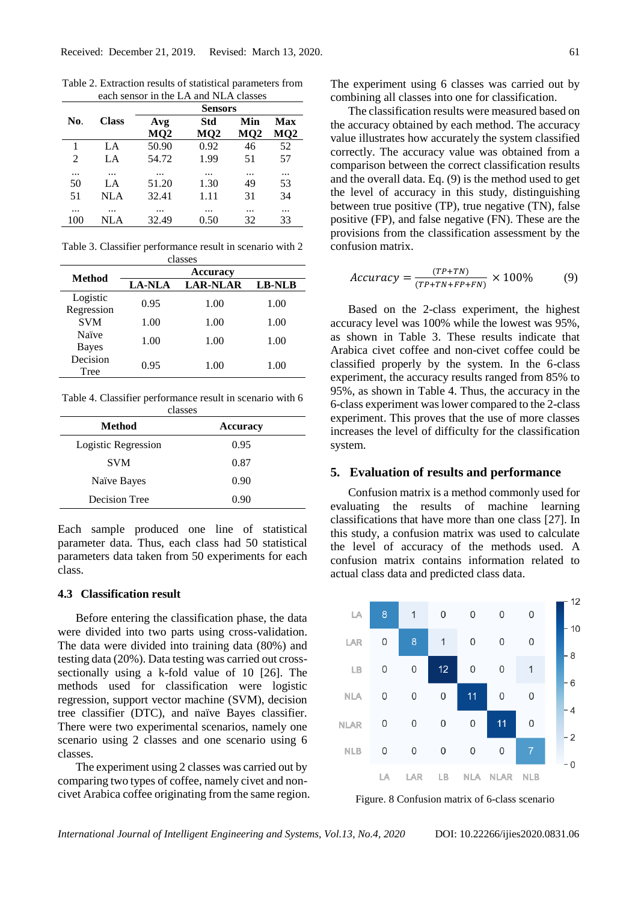Table 2. Extraction results of statistical parameters from each sensor in the LA and NLA classes

| No. | Class | Sensors | | | |
|---|---|---|---|---|---|
| | | Avg MQ2 | Std MQ2 | Min MQ2 | Max MQ2 |
| 1 | LA | 50.90 | 0.92 | 46 | 52 |
| 2 | LA | 54.72 | 1.99 | 51 | 57 |
| ... | ... | ... | ... | ... | ... |
| 50 | LA | 51.20 | 1.30 | 49 | 53 |
| 51 | NLA | 32.41 | 1.11 | 31 | 34 |
| ... | ... | ... | ... | ... | ... |
| 100 | NLA | 32.49 | 0.50 | 32 | 33 |

Table 3. Classifier performance result in scenario with 2 classes

| Method | Accuracy | | |
|---|---|---|---|
| | LA-NLA | LAR-NLAR | LB-NLB |
| Logistic Regression | 0.95 | 1.00 | 1.00 |
| SVM | 1.00 | 1.00 | 1.00 |
| Naïve Bayes | 1.00 | 1.00 | 1.00 |
| Decision Tree | 0.95 | 1.00 | 1.00 |

Table 4. Classifier performance result in scenario with 6 classes

| Method | Accuracy |
|---|---|
| Logistic Regression | 0.95 |
| SVM | 0.87 |
| Naïve Bayes | 0.90 |
| Decision Tree | 0.90 |

Each sample produced one line of statistical parameter data. Thus, each class had 50 statistical parameters data taken from 50 experiments for each class.

### 4.3 Classification result

Before entering the classification phase, the data were divided into two parts using cross-validation. The data were divided into training data (80%) and testing data (20%). Data testing was carried out cross-sectionally using a k-fold value of 10 [26]. The methods used for classification were logistic regression, support vector machine (SVM), decision tree classifier (DTC), and naïve Bayes classifier. There were two experimental scenarios, namely one scenario using 2 classes and one scenario using 6 classes.

The experiment using 2 classes was carried out by comparing two types of coffee, namely civet and non-civet Arabica coffee originating from the same region.

The experiment using 6 classes was carried out by combining all classes into one for classification.

The classification results were measured based on the accuracy obtained by each method. The accuracy value illustrates how accurately the system classified correctly. The accuracy value was obtained from a comparison between the correct classification results and the overall data. Eq. (9) is the method used to get the level of accuracy in this study, distinguishing between true positive (TP), true negative (TN), false positive (FP), and false negative (FN). These are the provisions from the classification assessment by the confusion matrix.

$$Accuracy = \frac{(TP+TN)}{(TP+TN+FP+FN)} \times 100\% \quad (9)$$

Based on the 2-class experiment, the highest accuracy level was 100% while the lowest was 95%, as shown in Table 3. These results indicate that Arabica civet coffee and non-civet coffee could be classified properly by the system. In the 6-class experiment, the accuracy results ranged from 85% to 95%, as shown in Table 4. Thus, the accuracy in the 6-class experiment was lower compared to the 2-class experiment. This proves that the use of more classes increases the level of difficulty for the classification system.

## 5. Evaluation of results and performance

Confusion matrix is a method commonly used for evaluating the results of machine learning classifications that have more than one class [27]. In this study, a confusion matrix was used to calculate the level of accuracy of the methods used. A confusion matrix contains information related to actual class data and predicted class data.

LA 8 1 0 0 0 0
LAR 0 8 1 0 0 0
LB 0 0 12 0 0 1
NLA 0 0 0 11 0 0
NLAR 0 0 0 0 11 0
NLB 0 0 0 0 0 7
LA LAR LB NLA NLAR NLB
12 10 8 6 4 2 0

Figure. 8 Confusion matrix of 6-class scenario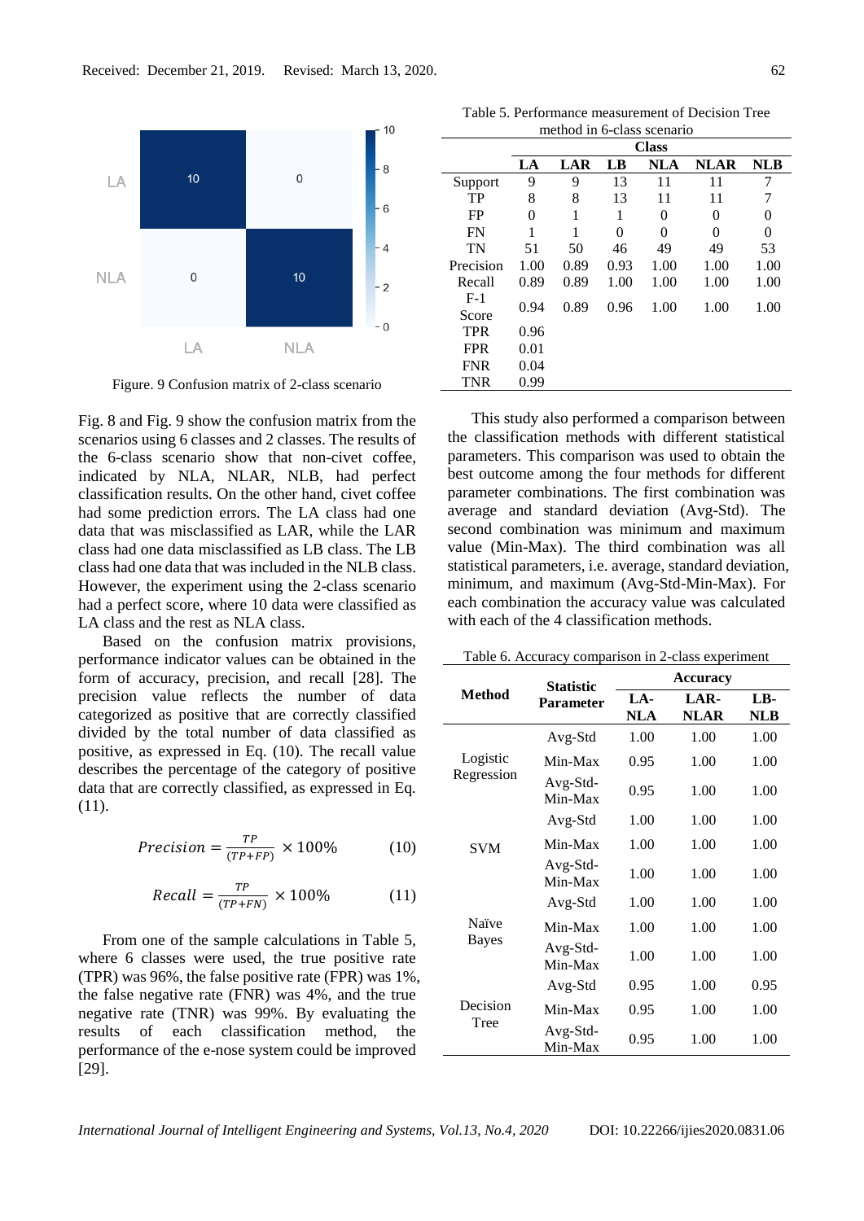LA
NLA
10
0
0
10
LA
NLA
10
8
6
4
2
0

Figure. 9 Confusion matrix of 2-class scenario

Fig. 8 and Fig. 9 show the confusion matrix from the scenarios using 6 classes and 2 classes. The results of the 6-class scenario show that non-civet coffee, indicated by NLA, NLAR, NLB, had perfect classification results. On the other hand, civet coffee had some prediction errors. The LA class had one data that was misclassified as LAR, while the LAR class had one data misclassified as LB class. The LB class had one data that was included in the NLB class. However, the experiment using the 2-class scenario had a perfect score, where 10 data were classified as LA class and the rest as NLA class.

Based on the confusion matrix provisions, performance indicator values can be obtained in the form of accuracy, precision, and recall [28]. The precision value reflects the number of data categorized as positive that are correctly classified divided by the total number of data classified as positive, as expressed in Eq. (10). The recall value describes the percentage of the category of positive data that are correctly classified, as expressed in Eq. (11).

$$Precision = \frac{TP}{(TP+FP)} \times 100\% \qquad (10)$$

$$Recall = \frac{TP}{(TP+FN)} \times 100\% \qquad (11)$$

From one of the sample calculations in Table 5, where 6 classes were used, the true positive rate (TPR) was 96%, the false positive rate (FPR) was 1%, the false negative rate (FNR) was 4%, and the true negative rate (TNR) was 99%. By evaluating the results of each classification method, the performance of the e-nose system could be improved [29].

Table 5. Performance measurement of Decision Tree method in 6-class scenario

| | Class | | | | | |
|---|---|---|---|---|---|---|
| | **LA** | **LAR** | **LB** | **NLA** | **NLAR** | **NLB** |
| Support | 9 | 9 | 13 | 11 | 11 | 7 |
| TP | 8 | 8 | 13 | 11 | 11 | 7 |
| FP | 0 | 1 | 1 | 0 | 0 | 0 |
| FN | 1 | 1 | 0 | 0 | 0 | 0 |
| TN | 51 | 50 | 46 | 49 | 49 | 53 |
| Precision | 1.00 | 0.89 | 0.93 | 1.00 | 1.00 | 1.00 |
| Recall | 0.89 | 0.89 | 1.00 | 1.00 | 1.00 | 1.00 |
| F-1 Score | 0.94 | 0.89 | 0.96 | 1.00 | 1.00 | 1.00 |
| TPR | 0.96 | | | | | |
| FPR | 0.01 | | | | | |
| FNR | 0.04 | | | | | |
| TNR | 0.99 | | | | | |

This study also performed a comparison between the classification methods with different statistical parameters. This comparison was used to obtain the best outcome among the four methods for different parameter combinations. The first combination was average and standard deviation (Avg-Std). The second combination was minimum and maximum value (Min-Max). The third combination was all statistical parameters, i.e. average, standard deviation, minimum, and maximum (Avg-Std-Min-Max). For each combination the accuracy value was calculated with each of the 4 classification methods.

Table 6. Accuracy comparison in 2-class experiment

| Method | Statistic Parameter | Accuracy | | |
|---|---|---|---|---|
| | | **LA-NLA** | **LAR-NLAR** | **LB-NLB** |
| Logistic Regression | Avg-Std | 1.00 | 1.00 | 1.00 |
| | Min-Max | 0.95 | 1.00 | 1.00 |
| | Avg-Std-Min-Max | 0.95 | 1.00 | 1.00 |
| SVM | Avg-Std | 1.00 | 1.00 | 1.00 |
| | Min-Max | 1.00 | 1.00 | 1.00 |
| | Avg-Std-Min-Max | 1.00 | 1.00 | 1.00 |
| Naïve Bayes | Avg-Std | 1.00 | 1.00 | 1.00 |
| | Min-Max | 1.00 | 1.00 | 1.00 |
| | Avg-Std-Min-Max | 1.00 | 1.00 | 1.00 |
| Decision Tree | Avg-Std | 0.95 | 1.00 | 0.95 |
| | Min-Max | 0.95 | 1.00 | 1.00 |
| | Avg-Std-Min-Max | 0.95 | 1.00 | 1.00 |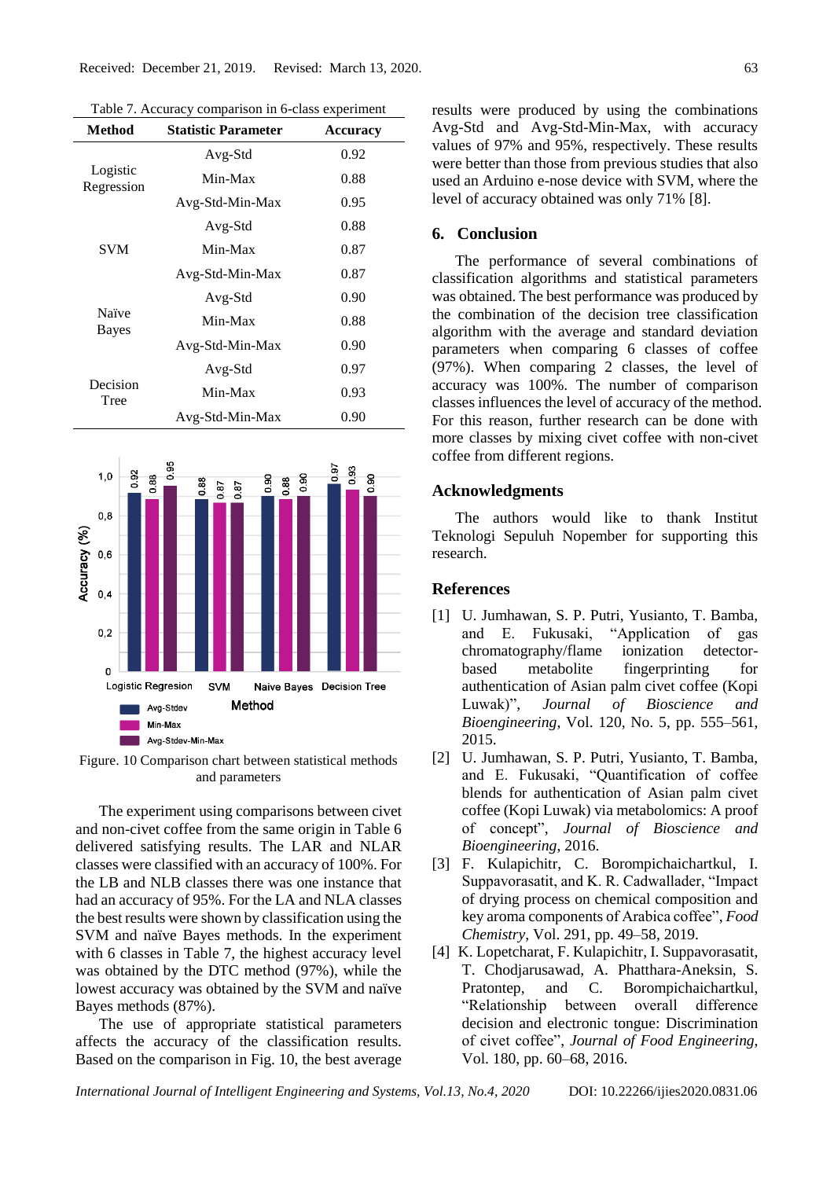Table 7. Accuracy comparison in 6-class experiment

| Method | Statistic Parameter | Accuracy |
|---|---|---|
| Logistic Regression | Avg-Std | 0.92 |
| | Min-Max | 0.88 |
| | Avg-Std-Min-Max | 0.95 |
| SVM | Avg-Std | 0.88 |
| | Min-Max | 0.87 |
| | Avg-Std-Min-Max | 0.87 |
| Naïve Bayes | Avg-Std | 0.90 |
| | Min-Max | 0.88 |
| | Avg-Std-Min-Max | 0.90 |
| Decision Tree | Avg-Std | 0.97 |
| | Min-Max | 0.93 |
| | Avg-Std-Min-Max | 0.90 |

0.92 0.88 0.95 0.88 0.87 0.87 0.90 0.88 0.90 0.97 0.93 0.90

1,0
0,8
0,6
0,4
0,2
0

Accuracy (%)

Logistic Regresion SVM Naive Bayes Decision Tree

Method

Avg-Stdev
Min-Max
Avg-Stdev-Min-Max

Figure. 10 Comparison chart between statistical methods and parameters

The experiment using comparisons between civet and non-civet coffee from the same origin in Table 6 delivered satisfying results. The LAR and NLAR classes were classified with an accuracy of 100%. For the LB and NLB classes there was one instance that had an accuracy of 95%. For the LA and NLA classes the best results were shown by classification using the SVM and naïve Bayes methods. In the experiment with 6 classes in Table 7, the highest accuracy level was obtained by the DTC method (97%), while the lowest accuracy was obtained by the SVM and naïve Bayes methods (87%).

The use of appropriate statistical parameters affects the accuracy of the classification results. Based on the comparison in Fig. 10, the best average results were produced by using the combinations Avg-Std and Avg-Std-Min-Max, with accuracy values of 97% and 95%, respectively. These results were better than those from previous studies that also used an Arduino e-nose device with SVM, where the level of accuracy obtained was only 71% [8].

## 6. Conclusion

The performance of several combinations of classification algorithms and statistical parameters was obtained. The best performance was produced by the combination of the decision tree classification algorithm with the average and standard deviation parameters when comparing 6 classes of coffee (97%). When comparing 2 classes, the level of accuracy was 100%. The number of comparison classes influences the level of accuracy of the method. For this reason, further research can be done with more classes by mixing civet coffee with non-civet coffee from different regions.

## Acknowledgments

The authors would like to thank Institut Teknologi Sepuluh Nopember for supporting this research.

## References

[1] U. Jumhawan, S. P. Putri, Yusianto, T. Bamba, and E. Fukusaki, "Application of gas chromatography/flame ionization detector-based metabolite fingerprinting for authentication of Asian palm civet coffee (Kopi Luwak)", *Journal of Bioscience and Bioengineering*, Vol. 120, No. 5, pp. 555–561, 2015.

[2] U. Jumhawan, S. P. Putri, Yusianto, T. Bamba, and E. Fukusaki, "Quantification of coffee blends for authentication of Asian palm civet coffee (Kopi Luwak) via metabolomics: A proof of concept", *Journal of Bioscience and Bioengineering*, 2016.

[3] F. Kulapichitr, C. Borompichaichartkul, I. Suppavorasatit, and K. R. Cadwallader, "Impact of drying process on chemical composition and key aroma components of Arabica coffee", *Food Chemistry*, Vol. 291, pp. 49–58, 2019.

[4] K. Lopetcharat, F. Kulapichitr, I. Suppavorasatit, T. Chodjarusawad, A. Phatthara-Aneksin, S. Pratontep, and C. Borompichaichartkul, "Relationship between overall difference decision and electronic tongue: Discrimination of civet coffee", *Journal of Food Engineering*, Vol. 180, pp. 60–68, 2016.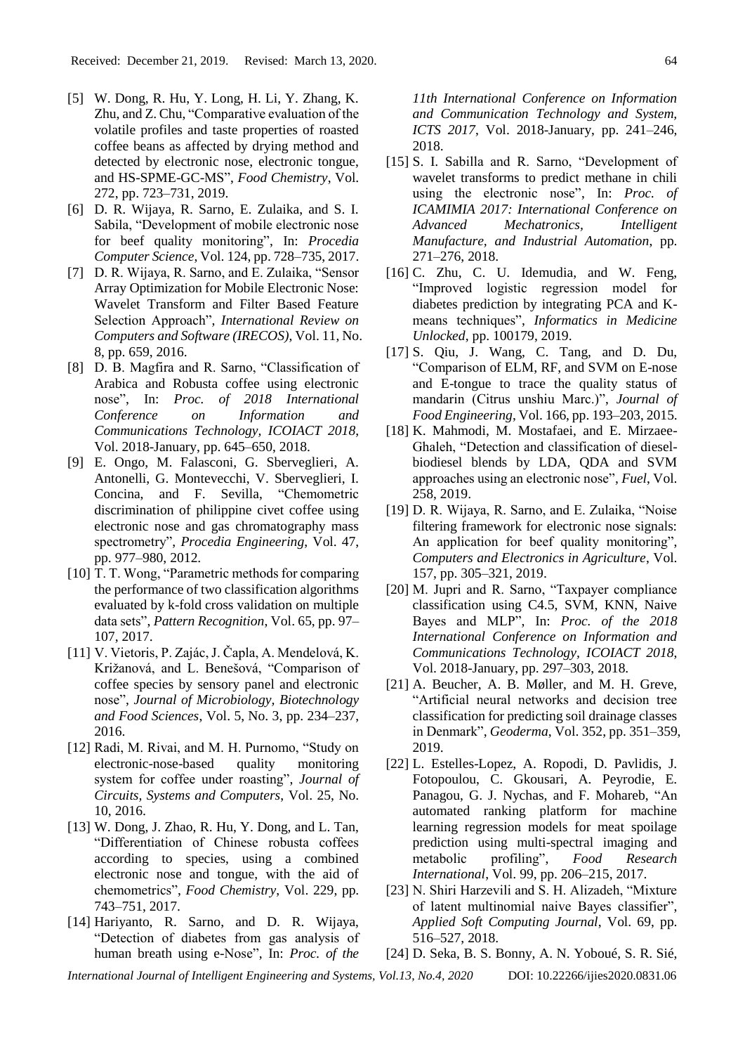[5] W. Dong, R. Hu, Y. Long, H. Li, Y. Zhang, K. Zhu, and Z. Chu, "Comparative evaluation of the volatile profiles and taste properties of roasted coffee beans as affected by drying method and detected by electronic nose, electronic tongue, and HS-SPME-GC-MS", *Food Chemistry*, Vol. 272, pp. 723–731, 2019.

[6] D. R. Wijaya, R. Sarno, E. Zulaika, and S. I. Sabila, "Development of mobile electronic nose for beef quality monitoring", In: *Procedia Computer Science*, Vol. 124, pp. 728–735, 2017.

[7] D. R. Wijaya, R. Sarno, and E. Zulaika, "Sensor Array Optimization for Mobile Electronic Nose: Wavelet Transform and Filter Based Feature Selection Approach", *International Review on Computers and Software (IRECOS)*, Vol. 11, No. 8, pp. 659, 2016.

[8] D. B. Magfira and R. Sarno, "Classification of Arabica and Robusta coffee using electronic nose", In: *Proc. of 2018 International Conference on Information and Communications Technology, ICOIACT 2018*, Vol. 2018-January, pp. 645–650, 2018.

[9] E. Ongo, M. Falasconi, G. Sberveglieri, A. Antonelli, G. Montevecchi, V. Sberveglieri, I. Concina, and F. Sevilla, "Chemometric discrimination of philippine civet coffee using electronic nose and gas chromatography mass spectrometry", *Procedia Engineering*, Vol. 47, pp. 977–980, 2012.

[10] T. T. Wong, "Parametric methods for comparing the performance of two classification algorithms evaluated by k-fold cross validation on multiple data sets", *Pattern Recognition*, Vol. 65, pp. 97–107, 2017.

[11] V. Vietoris, P. Zajác, J. Čapla, A. Mendelová, K. Križanová, and L. Benešová, "Comparison of coffee species by sensory panel and electronic nose", *Journal of Microbiology, Biotechnology and Food Sciences*, Vol. 5, No. 3, pp. 234–237, 2016.

[12] Radi, M. Rivai, and M. H. Purnomo, "Study on electronic-nose-based quality monitoring system for coffee under roasting", *Journal of Circuits, Systems and Computers*, Vol. 25, No. 10, 2016.

[13] W. Dong, J. Zhao, R. Hu, Y. Dong, and L. Tan, "Differentiation of Chinese robusta coffees according to species, using a combined electronic nose and tongue, with the aid of chemometrics", *Food Chemistry*, Vol. 229, pp. 743–751, 2017.

[14] Hariyanto, R. Sarno, and D. R. Wijaya, "Detection of diabetes from gas analysis of human breath using e-Nose", In: *Proc. of the 11th International Conference on Information and Communication Technology and System, ICTS 2017*, Vol. 2018-January, pp. 241–246, 2018.

[15] S. I. Sabilla and R. Sarno, "Development of wavelet transforms to predict methane in chili using the electronic nose", In: *Proc. of ICAMIMIA 2017: International Conference on Advanced Mechatronics, Intelligent Manufacture, and Industrial Automation*, pp. 271–276, 2018.

[16] C. Zhu, C. U. Idemudia, and W. Feng, "Improved logistic regression model for diabetes prediction by integrating PCA and K-means techniques", *Informatics in Medicine Unlocked*, pp. 100179, 2019.

[17] S. Qiu, J. Wang, C. Tang, and D. Du, "Comparison of ELM, RF, and SVM on E-nose and E-tongue to trace the quality status of mandarin (Citrus unshiu Marc.)", *Journal of Food Engineering*, Vol. 166, pp. 193–203, 2015.

[18] K. Mahmodi, M. Mostafaei, and E. Mirzaee-Ghaleh, "Detection and classification of diesel-biodiesel blends by LDA, QDA and SVM approaches using an electronic nose", *Fuel*, Vol. 258, 2019.

[19] D. R. Wijaya, R. Sarno, and E. Zulaika, "Noise filtering framework for electronic nose signals: An application for beef quality monitoring", *Computers and Electronics in Agriculture*, Vol. 157, pp. 305–321, 2019.

[20] M. Jupri and R. Sarno, "Taxpayer compliance classification using C4.5, SVM, KNN, Naive Bayes and MLP", In: *Proc. of the 2018 International Conference on Information and Communications Technology, ICOIACT 2018*, Vol. 2018-January, pp. 297–303, 2018.

[21] A. Beucher, A. B. Møller, and M. H. Greve, "Artificial neural networks and decision tree classification for predicting soil drainage classes in Denmark", *Geoderma*, Vol. 352, pp. 351–359, 2019.

[22] L. Estelles-Lopez, A. Ropodi, D. Pavlidis, J. Fotopoulou, C. Gkousari, A. Peyrodie, E. Panagou, G. J. Nychas, and F. Mohareb, "An automated ranking platform for machine learning regression models for meat spoilage prediction using multi-spectral imaging and metabolic profiling", *Food Research International*, Vol. 99, pp. 206–215, 2017.

[23] N. Shiri Harzevili and S. H. Alizadeh, "Mixture of latent multinomial naive Bayes classifier", *Applied Soft Computing Journal*, Vol. 69, pp. 516–527, 2018.

[24] D. Seka, B. S. Bonny, A. N. Yoboué, S. R. Sié,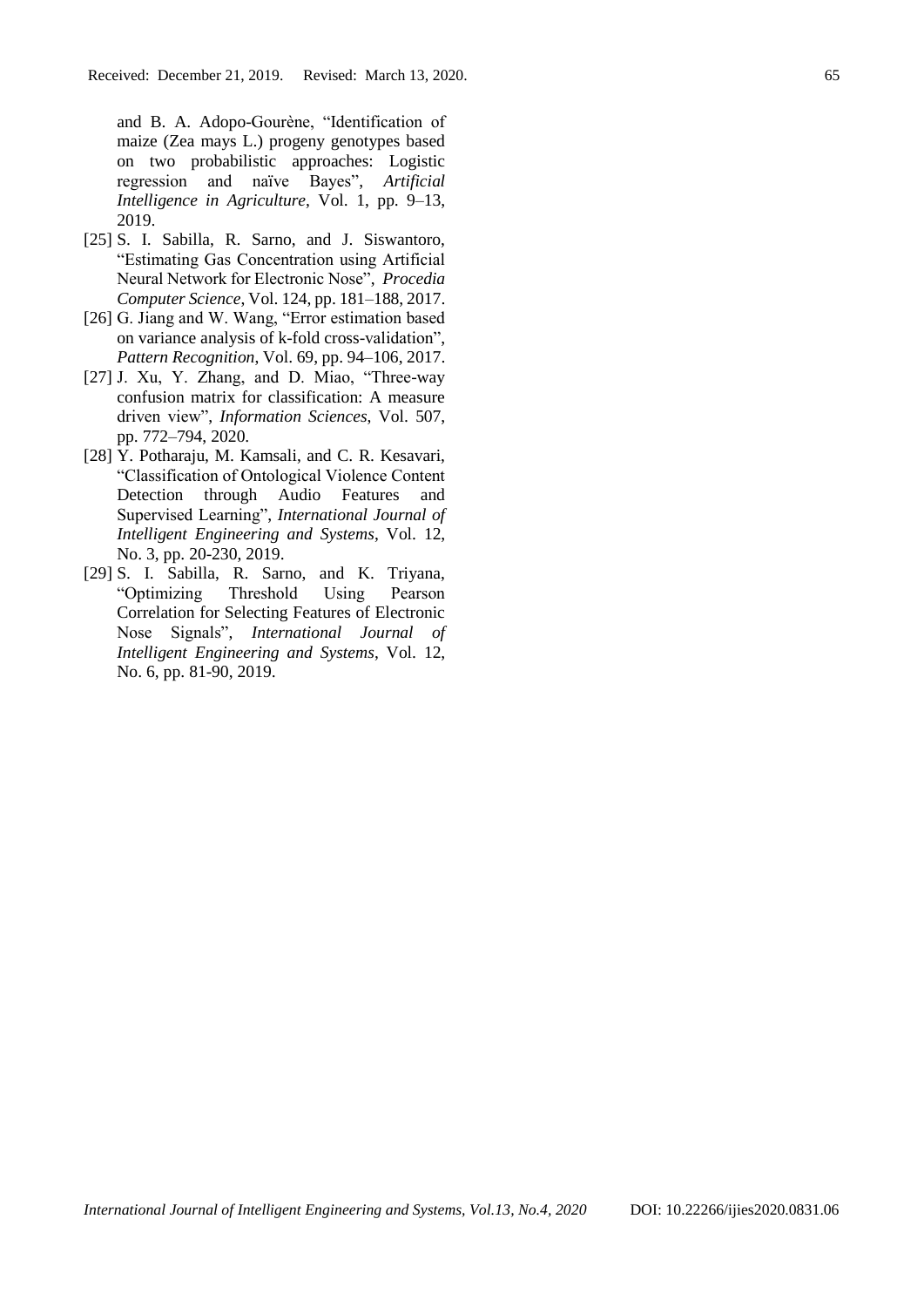and B. A. Adopo-Gourène, "Identification of maize (Zea mays L.) progeny genotypes based on two probabilistic approaches: Logistic regression and naïve Bayes", *Artificial Intelligence in Agriculture*, Vol. 1, pp. 9–13, 2019.

[25] S. I. Sabilla, R. Sarno, and J. Siswantoro, "Estimating Gas Concentration using Artificial Neural Network for Electronic Nose", *Procedia Computer Science*, Vol. 124, pp. 181–188, 2017.

[26] G. Jiang and W. Wang, "Error estimation based on variance analysis of k-fold cross-validation", *Pattern Recognition*, Vol. 69, pp. 94–106, 2017.

[27] J. Xu, Y. Zhang, and D. Miao, "Three-way confusion matrix for classification: A measure driven view", *Information Sciences*, Vol. 507, pp. 772–794, 2020.

[28] Y. Potharaju, M. Kamsali, and C. R. Kesavari, "Classification of Ontological Violence Content Detection through Audio Features and Supervised Learning", *International Journal of Intelligent Engineering and Systems*, Vol. 12, No. 3, pp. 20-230, 2019.

[29] S. I. Sabilla, R. Sarno, and K. Triyana, "Optimizing Threshold Using Pearson Correlation for Selecting Features of Electronic Nose Signals", *International Journal of Intelligent Engineering and Systems*, Vol. 12, No. 6, pp. 81-90, 2019.